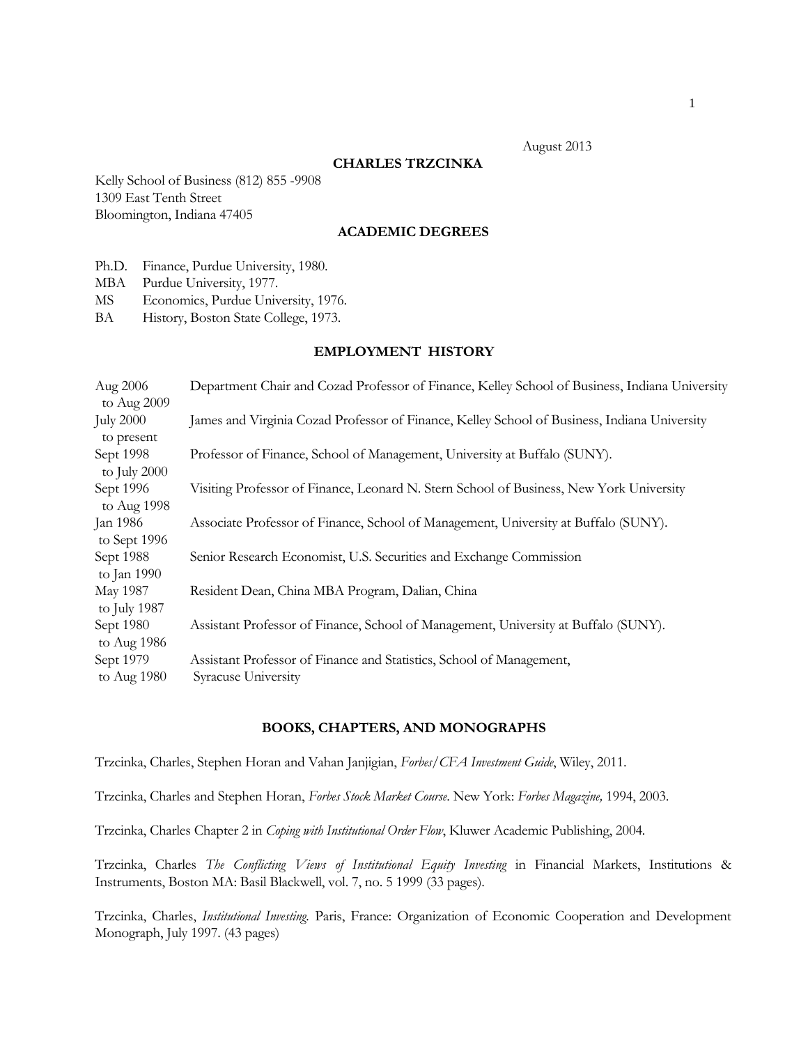August 2013

# CHARLES TRZCINKA

Kelly School of Business (812) 855 -9908
1309 East Tenth Street
Bloomington, Indiana 47405

## ACADEMIC DEGREES

Ph.D. Finance, Purdue University, 1980.
MBA Purdue University, 1977.
MS Economics, Purdue University, 1976.
BA History, Boston State College, 1973.

## EMPLOYMENT HISTORY

| | |
|---|---|
| Aug 2006 to Aug 2009 | Department Chair and Cozad Professor of Finance, Kelley School of Business, Indiana University |
| July 2000 to present | James and Virginia Cozad Professor of Finance, Kelley School of Business, Indiana University |
| Sept 1998 to July 2000 | Professor of Finance, School of Management, University at Buffalo (SUNY). |
| Sept 1996 to Aug 1998 | Visiting Professor of Finance, Leonard N. Stern School of Business, New York University |
| Jan 1986 to Sept 1996 | Associate Professor of Finance, School of Management, University at Buffalo (SUNY). |
| Sept 1988 to Jan 1990 | Senior Research Economist, U.S. Securities and Exchange Commission |
| May 1987 to July 1987 | Resident Dean, China MBA Program, Dalian, China |
| Sept 1980 to Aug 1986 | Assistant Professor of Finance, School of Management, University at Buffalo (SUNY). |
| Sept 1979 to Aug 1980 | Assistant Professor of Finance and Statistics, School of Management, Syracuse University |

## BOOKS, CHAPTERS, AND MONOGRAPHS

Trzcinka, Charles, Stephen Horan and Vahan Janjigian, *Forbes/CFA Investment Guide*, Wiley, 2011.

Trzcinka, Charles and Stephen Horan, *Forbes Stock Market Course*. New York: *Forbes Magazine,* 1994, 2003.

Trzcinka, Charles Chapter 2 in *Coping with Institutional Order Flow*, Kluwer Academic Publishing, 2004.

Trzcinka, Charles *The Conflicting Views of Institutional Equity Investing* in Financial Markets, Institutions & Instruments, Boston MA: Basil Blackwell, vol. 7, no. 5 1999 (33 pages).

Trzcinka, Charles, *Institutional Investing.* Paris, France: Organization of Economic Cooperation and Development Monograph, July 1997. (43 pages)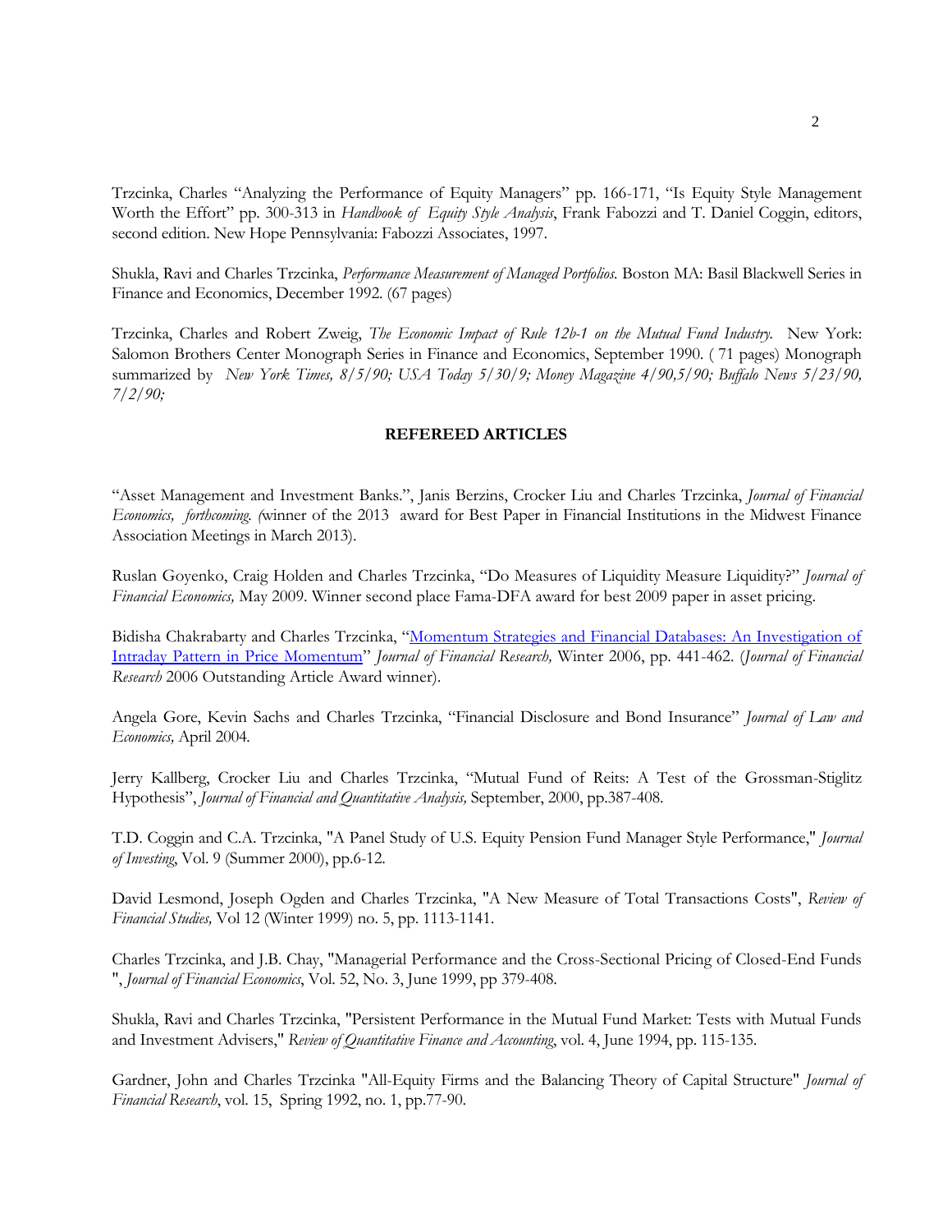Trzcinka, Charles "Analyzing the Performance of Equity Managers" pp. 166-171, "Is Equity Style Management Worth the Effort" pp. 300-313 in *Handbook of Equity Style Analysis*, Frank Fabozzi and T. Daniel Coggin, editors, second edition. New Hope Pennsylvania: Fabozzi Associates, 1997.

Shukla, Ravi and Charles Trzcinka, *Performance Measurement of Managed Portfolios*. Boston MA: Basil Blackwell Series in Finance and Economics, December 1992. (67 pages)

Trzcinka, Charles and Robert Zweig, *The Economic Impact of Rule 12b-1 on the Mutual Fund Industry.* New York: Salomon Brothers Center Monograph Series in Finance and Economics, September 1990. ( 71 pages) Monograph summarized by *New York Times, 8/5/90; USA Today 5/30/9; Money Magazine 4/90,5/90; Buffalo News 5/23/90, 7/2/90;*

**REFEREED ARTICLES**

"Asset Management and Investment Banks.", Janis Berzins, Crocker Liu and Charles Trzcinka, *Journal of Financial Economics, forthcoming. (*winner of the 2013 award for Best Paper in Financial Institutions in the Midwest Finance Association Meetings in March 2013).

Ruslan Goyenko, Craig Holden and Charles Trzcinka, "Do Measures of Liquidity Measure Liquidity?" *Journal of Financial Economics,* May 2009. Winner second place Fama-DFA award for best 2009 paper in asset pricing.

Bidisha Chakrabarty and Charles Trzcinka, "Momentum Strategies and Financial Databases: An Investigation of Intraday Pattern in Price Momentum" *Journal of Financial Research,* Winter 2006, pp. 441-462. (*Journal of Financial Research* 2006 Outstanding Article Award winner).

Angela Gore, Kevin Sachs and Charles Trzcinka, "Financial Disclosure and Bond Insurance" *Journal of Law and Economics,* April 2004.

Jerry Kallberg, Crocker Liu and Charles Trzcinka, "Mutual Fund of Reits: A Test of the Grossman-Stiglitz Hypothesis", *Journal of Financial and Quantitative Analysis,* September, 2000, pp.387-408.

T.D. Coggin and C.A. Trzcinka, "A Panel Study of U.S. Equity Pension Fund Manager Style Performance," *Journal of Investing*, Vol. 9 (Summer 2000), pp.6-12.

David Lesmond, Joseph Ogden and Charles Trzcinka, "A New Measure of Total Transactions Costs", *Review of Financial Studies,* Vol 12 (Winter 1999) no. 5, pp. 1113-1141.

Charles Trzcinka, and J.B. Chay, "Managerial Performance and the Cross-Sectional Pricing of Closed-End Funds ", *Journal of Financial Economics*, Vol. 52, No. 3, June 1999, pp 379-408.

Shukla, Ravi and Charles Trzcinka, "Persistent Performance in the Mutual Fund Market: Tests with Mutual Funds and Investment Advisers," *Review of Quantitative Finance and Accounting*, vol. 4, June 1994, pp. 115-135.

Gardner, John and Charles Trzcinka "All-Equity Firms and the Balancing Theory of Capital Structure" *Journal of Financial Research*, vol. 15, Spring 1992, no. 1, pp.77-90.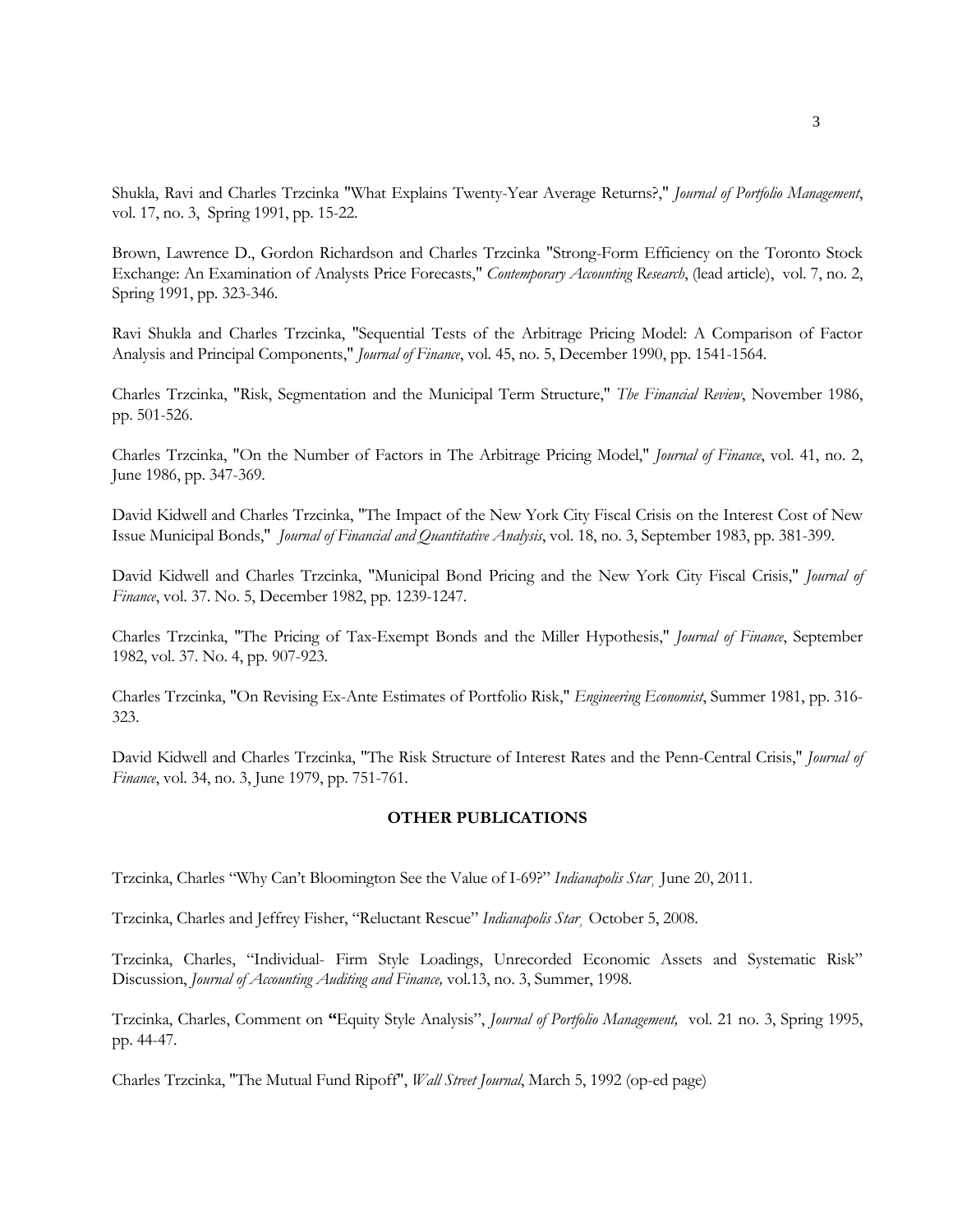Shukla, Ravi and Charles Trzcinka "What Explains Twenty-Year Average Returns?," *Journal of Portfolio Management*, vol. 17, no. 3, Spring 1991, pp. 15-22.

Brown, Lawrence D., Gordon Richardson and Charles Trzcinka "Strong-Form Efficiency on the Toronto Stock Exchange: An Examination of Analysts Price Forecasts," *Contemporary Accounting Research*, (lead article), vol. 7, no. 2, Spring 1991, pp. 323-346.

Ravi Shukla and Charles Trzcinka, "Sequential Tests of the Arbitrage Pricing Model: A Comparison of Factor Analysis and Principal Components," *Journal of Finance*, vol. 45, no. 5, December 1990, pp. 1541-1564.

Charles Trzcinka, "Risk, Segmentation and the Municipal Term Structure," *The Financial Review*, November 1986, pp. 501-526.

Charles Trzcinka, "On the Number of Factors in The Arbitrage Pricing Model," *Journal of Finance*, vol. 41, no. 2, June 1986, pp. 347-369.

David Kidwell and Charles Trzcinka, "The Impact of the New York City Fiscal Crisis on the Interest Cost of New Issue Municipal Bonds," *Journal of Financial and Quantitative Analysis*, vol. 18, no. 3, September 1983, pp. 381-399.

David Kidwell and Charles Trzcinka, "Municipal Bond Pricing and the New York City Fiscal Crisis," *Journal of Finance*, vol. 37. No. 5, December 1982, pp. 1239-1247.

Charles Trzcinka, "The Pricing of Tax-Exempt Bonds and the Miller Hypothesis," *Journal of Finance*, September 1982, vol. 37. No. 4, pp. 907-923.

Charles Trzcinka, "On Revising Ex-Ante Estimates of Portfolio Risk," *Engineering Economist*, Summer 1981, pp. 316-323.

David Kidwell and Charles Trzcinka, "The Risk Structure of Interest Rates and the Penn-Central Crisis," *Journal of Finance*, vol. 34, no. 3, June 1979, pp. 751-761.

## OTHER PUBLICATIONS

Trzcinka, Charles "Why Can't Bloomington See the Value of I-69?" *Indianapolis Star*, June 20, 2011.

Trzcinka, Charles and Jeffrey Fisher, "Reluctant Rescue" *Indianapolis Star*, October 5, 2008.

Trzcinka, Charles, "Individual- Firm Style Loadings, Unrecorded Economic Assets and Systematic Risk" Discussion, *Journal of Accounting Auditing and Finance,* vol.13, no. 3, Summer, 1998.

Trzcinka, Charles, Comment on **"**Equity Style Analysis", *Journal of Portfolio Management,* vol. 21 no. 3, Spring 1995, pp. 44-47.

Charles Trzcinka, "The Mutual Fund Ripoff", *Wall Street Journal*, March 5, 1992 (op-ed page)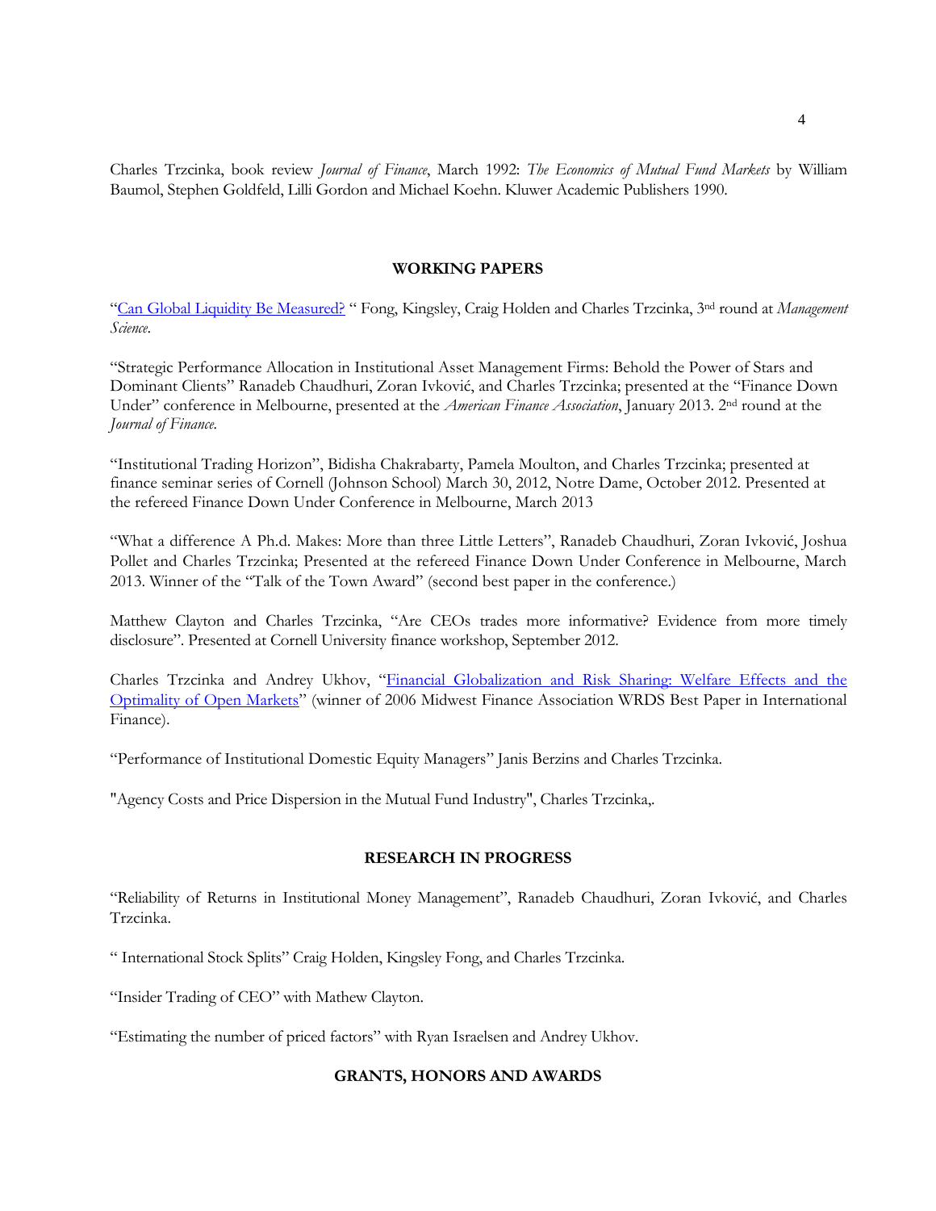Charles Trzcinka, book review *Journal of Finance*, March 1992: *The Economics of Mutual Fund Markets* by William Baumol, Stephen Goldfeld, Lilli Gordon and Michael Koehn. Kluwer Academic Publishers 1990.

## WORKING PAPERS

"Can Global Liquidity Be Measured? " Fong, Kingsley, Craig Holden and Charles Trzcinka, 3nd round at *Management Science*.

"Strategic Performance Allocation in Institutional Asset Management Firms: Behold the Power of Stars and Dominant Clients" Ranadeb Chaudhuri, Zoran Ivković, and Charles Trzcinka; presented at the "Finance Down Under" conference in Melbourne, presented at the *American Finance Association*, January 2013. 2nd round at the *Journal of Finance.*

"Institutional Trading Horizon", Bidisha Chakrabarty, Pamela Moulton, and Charles Trzcinka; presented at finance seminar series of Cornell (Johnson School) March 30, 2012, Notre Dame, October 2012. Presented at the refereed Finance Down Under Conference in Melbourne, March 2013

"What a difference A Ph.d. Makes: More than three Little Letters", Ranadeb Chaudhuri, Zoran Ivković, Joshua Pollet and Charles Trzcinka; Presented at the refereed Finance Down Under Conference in Melbourne, March 2013. Winner of the "Talk of the Town Award" (second best paper in the conference.)

Matthew Clayton and Charles Trzcinka, "Are CEOs trades more informative? Evidence from more timely disclosure". Presented at Cornell University finance workshop, September 2012.

Charles Trzcinka and Andrey Ukhov, "Financial Globalization and Risk Sharing: Welfare Effects and the Optimality of Open Markets" (winner of 2006 Midwest Finance Association WRDS Best Paper in International Finance).

"Performance of Institutional Domestic Equity Managers" Janis Berzins and Charles Trzcinka.

"Agency Costs and Price Dispersion in the Mutual Fund Industry", Charles Trzcinka,.

## RESEARCH IN PROGRESS

"Reliability of Returns in Institutional Money Management", Ranadeb Chaudhuri, Zoran Ivković, and Charles Trzcinka.

" International Stock Splits" Craig Holden, Kingsley Fong, and Charles Trzcinka.

"Insider Trading of CEO" with Mathew Clayton.

"Estimating the number of priced factors" with Ryan Israelsen and Andrey Ukhov.

## GRANTS, HONORS AND AWARDS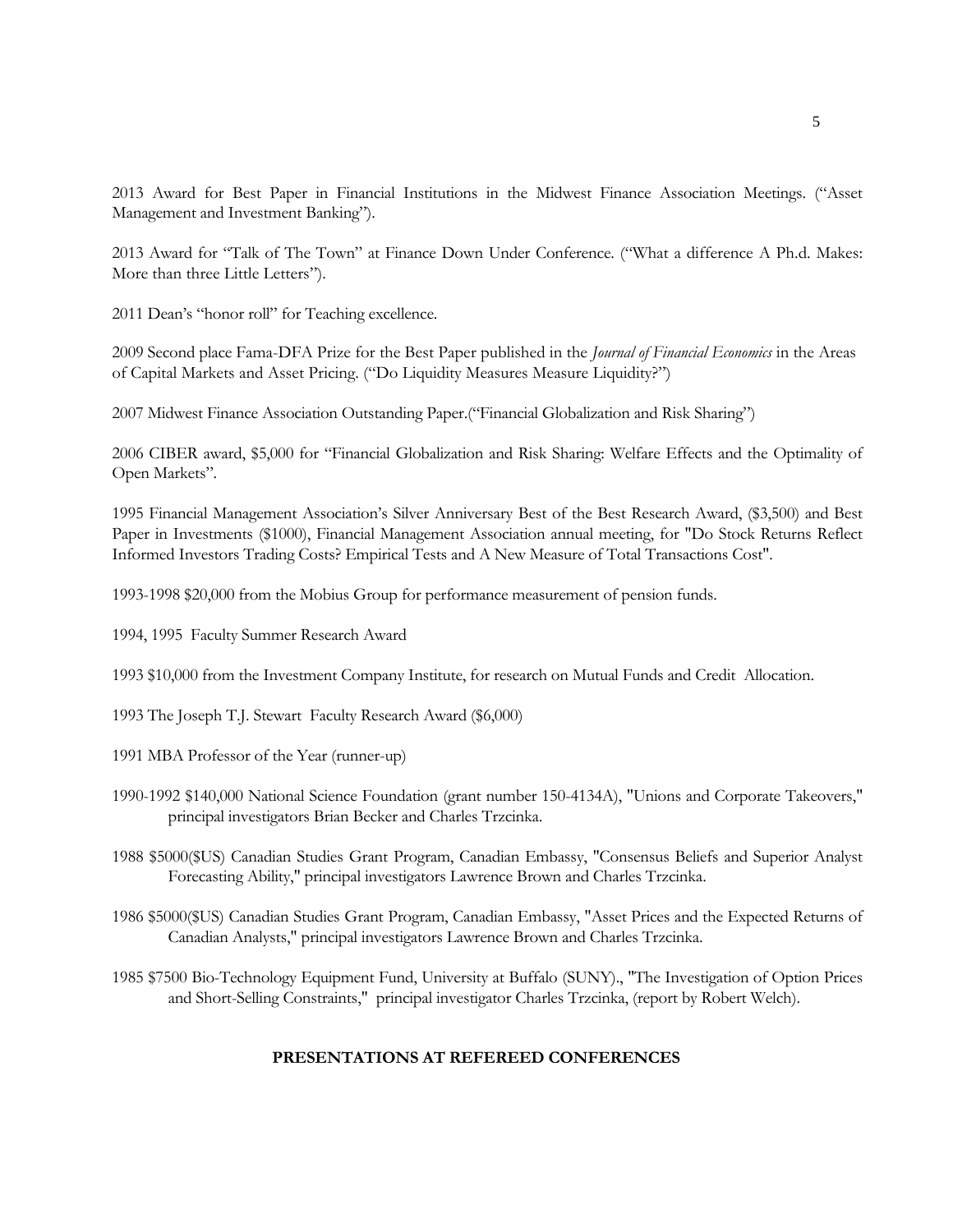2013 Award for Best Paper in Financial Institutions in the Midwest Finance Association Meetings. ("Asset Management and Investment Banking").

2013 Award for "Talk of The Town" at Finance Down Under Conference. ("What a difference A Ph.d. Makes: More than three Little Letters").

2011 Dean's "honor roll" for Teaching excellence.

2009 Second place Fama-DFA Prize for the Best Paper published in the *Journal of Financial Economics* in the Areas of Capital Markets and Asset Pricing. ("Do Liquidity Measures Measure Liquidity?")

2007 Midwest Finance Association Outstanding Paper.("Financial Globalization and Risk Sharing")

2006 CIBER award, $5,000 for "Financial Globalization and Risk Sharing: Welfare Effects and the Optimality of Open Markets".

1995 Financial Management Association's Silver Anniversary Best of the Best Research Award, ($3,500) and Best Paper in Investments ($1000), Financial Management Association annual meeting, for "Do Stock Returns Reflect Informed Investors Trading Costs? Empirical Tests and A New Measure of Total Transactions Cost".

1993-1998 $20,000 from the Mobius Group for performance measurement of pension funds.

1994, 1995 Faculty Summer Research Award

1993 $10,000 from the Investment Company Institute, for research on Mutual Funds and Credit Allocation.

1993 The Joseph T.J. Stewart Faculty Research Award ($6,000)

1991 MBA Professor of the Year (runner-up)

1990-1992 $140,000 National Science Foundation (grant number 150-4134A), "Unions and Corporate Takeovers," principal investigators Brian Becker and Charles Trzcinka.

1988 $5000($US) Canadian Studies Grant Program, Canadian Embassy, "Consensus Beliefs and Superior Analyst Forecasting Ability," principal investigators Lawrence Brown and Charles Trzcinka.

1986 $5000($US) Canadian Studies Grant Program, Canadian Embassy, "Asset Prices and the Expected Returns of Canadian Analysts," principal investigators Lawrence Brown and Charles Trzcinka.

1985 $7500 Bio-Technology Equipment Fund, University at Buffalo (SUNY)., "The Investigation of Option Prices and Short-Selling Constraints," principal investigator Charles Trzcinka, (report by Robert Welch).

## PRESENTATIONS AT REFEREED CONFERENCES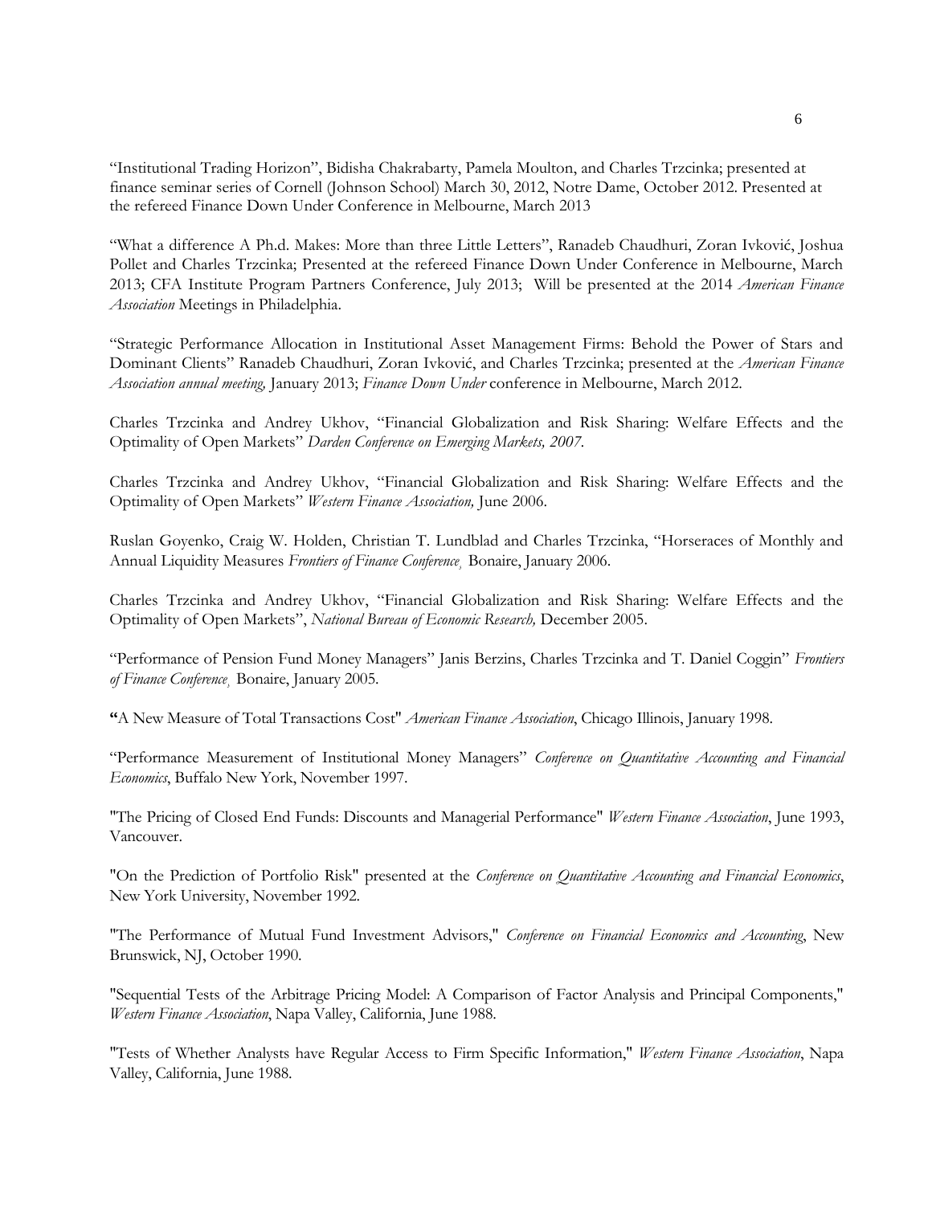"Institutional Trading Horizon", Bidisha Chakrabarty, Pamela Moulton, and Charles Trzcinka; presented at finance seminar series of Cornell (Johnson School) March 30, 2012, Notre Dame, October 2012. Presented at the refereed Finance Down Under Conference in Melbourne, March 2013

"What a difference A Ph.d. Makes: More than three Little Letters", Ranadeb Chaudhuri, Zoran Ivković, Joshua Pollet and Charles Trzcinka; Presented at the refereed Finance Down Under Conference in Melbourne, March 2013; CFA Institute Program Partners Conference, July 2013; Will be presented at the 2014 *American Finance Association* Meetings in Philadelphia.

"Strategic Performance Allocation in Institutional Asset Management Firms: Behold the Power of Stars and Dominant Clients" Ranadeb Chaudhuri, Zoran Ivković, and Charles Trzcinka; presented at the *American Finance Association annual meeting,* January 2013; *Finance Down Under* conference in Melbourne, March 2012.

Charles Trzcinka and Andrey Ukhov, "Financial Globalization and Risk Sharing: Welfare Effects and the Optimality of Open Markets" *Darden Conference on Emerging Markets, 2007*.

Charles Trzcinka and Andrey Ukhov, "Financial Globalization and Risk Sharing: Welfare Effects and the Optimality of Open Markets" *Western Finance Association,* June 2006.

Ruslan Goyenko, Craig W. Holden, Christian T. Lundblad and Charles Trzcinka, "Horseraces of Monthly and Annual Liquidity Measures *Frontiers of Finance Conference*, Bonaire, January 2006.

Charles Trzcinka and Andrey Ukhov, "Financial Globalization and Risk Sharing: Welfare Effects and the Optimality of Open Markets", *National Bureau of Economic Research,* December 2005.

"Performance of Pension Fund Money Managers" Janis Berzins, Charles Trzcinka and T. Daniel Coggin" *Frontiers of Finance Conference*, Bonaire, January 2005.

"A New Measure of Total Transactions Cost" *American Finance Association*, Chicago Illinois, January 1998.

"Performance Measurement of Institutional Money Managers" *Conference on Quantitative Accounting and Financial Economics*, Buffalo New York, November 1997.

"The Pricing of Closed End Funds: Discounts and Managerial Performance" *Western Finance Association*, June 1993, Vancouver.

"On the Prediction of Portfolio Risk" presented at the *Conference on Quantitative Accounting and Financial Economics*, New York University, November 1992.

"The Performance of Mutual Fund Investment Advisors," *Conference on Financial Economics and Accounting*, New Brunswick, NJ, October 1990.

"Sequential Tests of the Arbitrage Pricing Model: A Comparison of Factor Analysis and Principal Components," *Western Finance Association*, Napa Valley, California, June 1988.

"Tests of Whether Analysts have Regular Access to Firm Specific Information," *Western Finance Association*, Napa Valley, California, June 1988.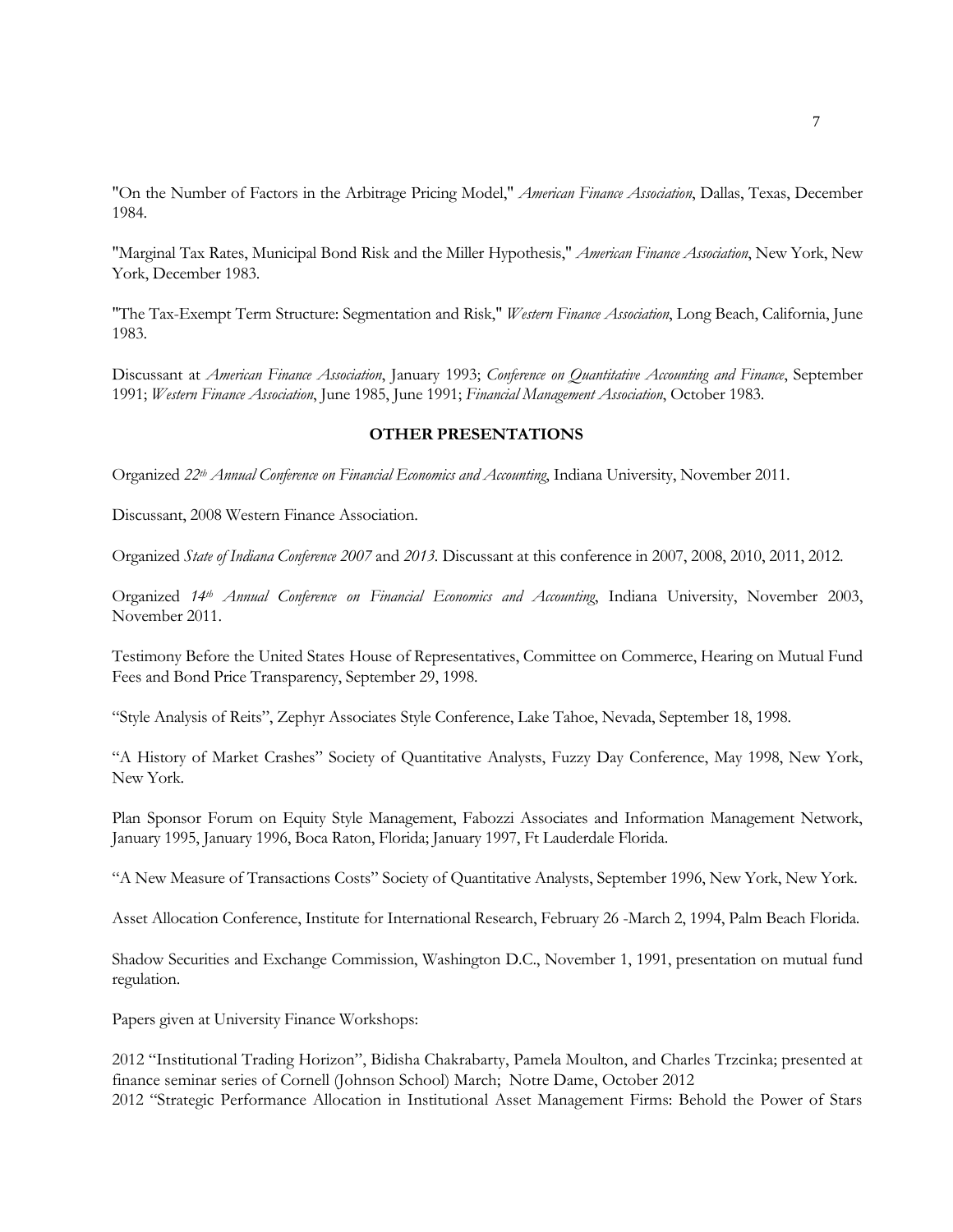"On the Number of Factors in the Arbitrage Pricing Model," *American Finance Association*, Dallas, Texas, December 1984.

"Marginal Tax Rates, Municipal Bond Risk and the Miller Hypothesis," *American Finance Association*, New York, New York, December 1983.

"The Tax-Exempt Term Structure: Segmentation and Risk," *Western Finance Association*, Long Beach, California, June 1983.

Discussant at *American Finance Association*, January 1993; *Conference on Quantitative Accounting and Finance*, September 1991; *Western Finance Association*, June 1985, June 1991; *Financial Management Association*, October 1983.

**OTHER PRESENTATIONS**

Organized *22th Annual Conference on Financial Economics and Accounting*, Indiana University, November 2011.

Discussant, 2008 Western Finance Association.

Organized *State of Indiana Conference 2007* and *2013*. Discussant at this conference in 2007, 2008, 2010, 2011, 2012.

Organized *14th Annual Conference on Financial Economics and Accounting*, Indiana University, November 2003, November 2011.

Testimony Before the United States House of Representatives, Committee on Commerce, Hearing on Mutual Fund Fees and Bond Price Transparency, September 29, 1998.

"Style Analysis of Reits", Zephyr Associates Style Conference, Lake Tahoe, Nevada, September 18, 1998.

"A History of Market Crashes" Society of Quantitative Analysts, Fuzzy Day Conference, May 1998, New York, New York.

Plan Sponsor Forum on Equity Style Management, Fabozzi Associates and Information Management Network, January 1995, January 1996, Boca Raton, Florida; January 1997, Ft Lauderdale Florida.

"A New Measure of Transactions Costs" Society of Quantitative Analysts, September 1996, New York, New York.

Asset Allocation Conference, Institute for International Research, February 26 -March 2, 1994, Palm Beach Florida.

Shadow Securities and Exchange Commission, Washington D.C., November 1, 1991, presentation on mutual fund regulation.

Papers given at University Finance Workshops:

2012 "Institutional Trading Horizon", Bidisha Chakrabarty, Pamela Moulton, and Charles Trzcinka; presented at finance seminar series of Cornell (Johnson School) March; Notre Dame, October 2012

2012 "Strategic Performance Allocation in Institutional Asset Management Firms: Behold the Power of Stars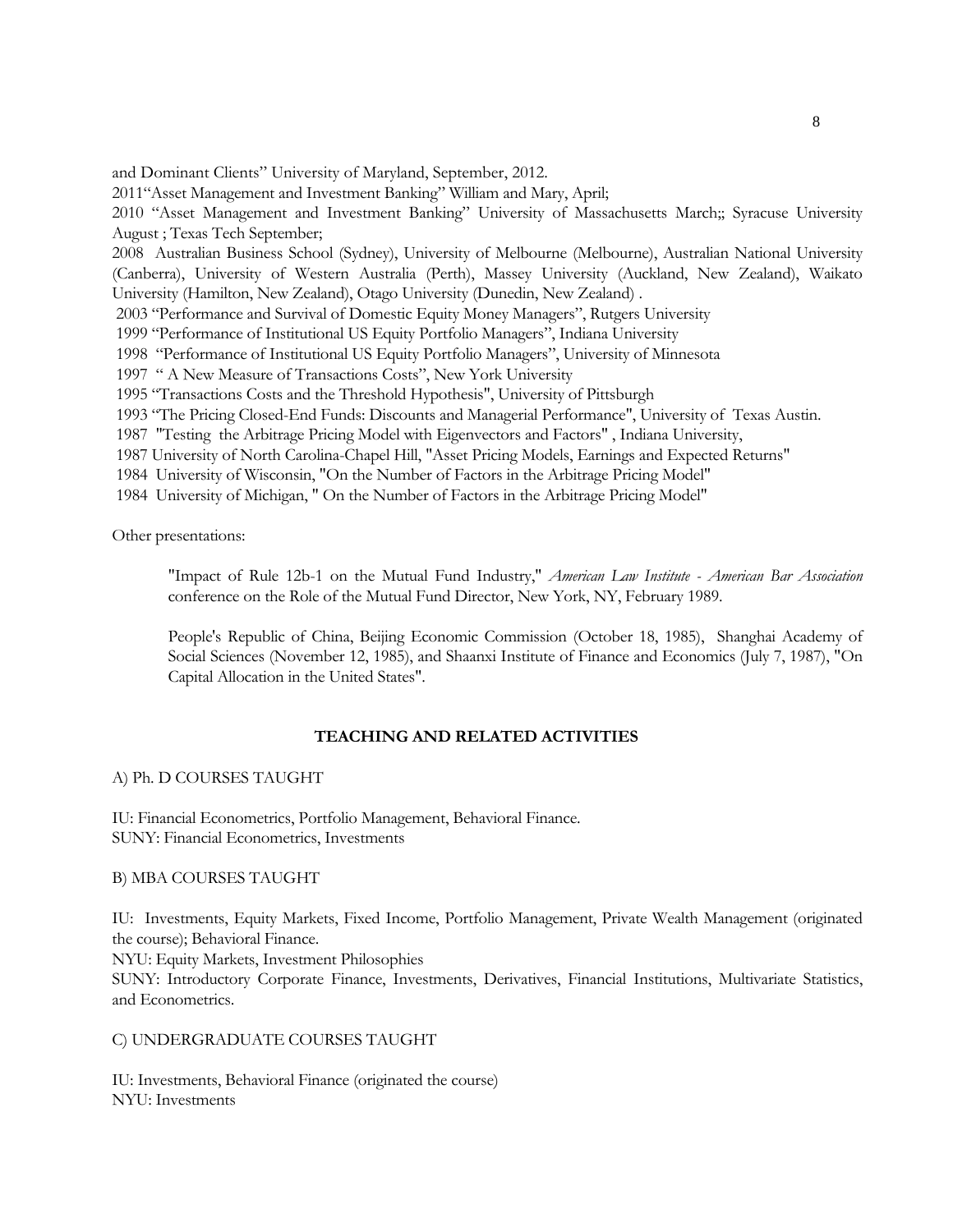and Dominant Clients" University of Maryland, September, 2012.

2011"Asset Management and Investment Banking" William and Mary, April;

2010 "Asset Management and Investment Banking" University of Massachusetts March;; Syracuse University August ; Texas Tech September;

2008 Australian Business School (Sydney), University of Melbourne (Melbourne), Australian National University (Canberra), University of Western Australia (Perth), Massey University (Auckland, New Zealand), Waikato University (Hamilton, New Zealand), Otago University (Dunedin, New Zealand) .

2003 "Performance and Survival of Domestic Equity Money Managers", Rutgers University

1999 "Performance of Institutional US Equity Portfolio Managers", Indiana University

1998 "Performance of Institutional US Equity Portfolio Managers", University of Minnesota

1997 " A New Measure of Transactions Costs", New York University

1995 "Transactions Costs and the Threshold Hypothesis", University of Pittsburgh

1993 "The Pricing Closed-End Funds: Discounts and Managerial Performance", University of Texas Austin.

1987 "Testing the Arbitrage Pricing Model with Eigenvectors and Factors" , Indiana University,

1987 University of North Carolina-Chapel Hill, "Asset Pricing Models, Earnings and Expected Returns"

1984 University of Wisconsin, "On the Number of Factors in the Arbitrage Pricing Model"

1984 University of Michigan, " On the Number of Factors in the Arbitrage Pricing Model"

Other presentations:

> "Impact of Rule 12b-1 on the Mutual Fund Industry," *American Law Institute - American Bar Association* conference on the Role of the Mutual Fund Director, New York, NY, February 1989.
>
> People's Republic of China, Beijing Economic Commission (October 18, 1985), Shanghai Academy of Social Sciences (November 12, 1985), and Shaanxi Institute of Finance and Economics (July 7, 1987), "On Capital Allocation in the United States".

## TEACHING AND RELATED ACTIVITIES

A) Ph. D COURSES TAUGHT

IU: Financial Econometrics, Portfolio Management, Behavioral Finance.
SUNY: Financial Econometrics, Investments

B) MBA COURSES TAUGHT

IU: Investments, Equity Markets, Fixed Income, Portfolio Management, Private Wealth Management (originated the course); Behavioral Finance.
NYU: Equity Markets, Investment Philosophies
SUNY: Introductory Corporate Finance, Investments, Derivatives, Financial Institutions, Multivariate Statistics, and Econometrics.

C) UNDERGRADUATE COURSES TAUGHT

IU: Investments, Behavioral Finance (originated the course)
NYU: Investments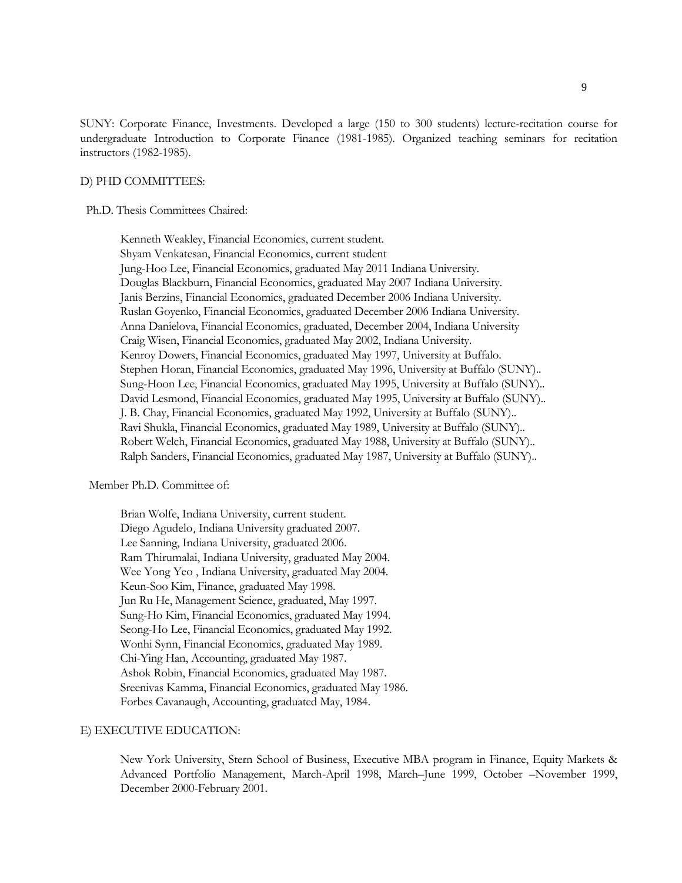SUNY: Corporate Finance, Investments. Developed a large (150 to 300 students) lecture-recitation course for undergraduate Introduction to Corporate Finance (1981-1985). Organized teaching seminars for recitation instructors (1982-1985).

D) PHD COMMITTEES:

Ph.D. Thesis Committees Chaired:

Kenneth Weakley, Financial Economics, current student.
Shyam Venkatesan, Financial Economics, current student
Jung-Hoo Lee, Financial Economics, graduated May 2011 Indiana University.
Douglas Blackburn, Financial Economics, graduated May 2007 Indiana University.
Janis Berzins, Financial Economics, graduated December 2006 Indiana University.
Ruslan Goyenko, Financial Economics, graduated December 2006 Indiana University.
Anna Danielova, Financial Economics, graduated, December 2004, Indiana University
Craig Wisen, Financial Economics, graduated May 2002, Indiana University.
Kenroy Dowers, Financial Economics, graduated May 1997, University at Buffalo.
Stephen Horan, Financial Economics, graduated May 1996, University at Buffalo (SUNY)..
Sung-Hoon Lee, Financial Economics, graduated May 1995, University at Buffalo (SUNY)..
David Lesmond, Financial Economics, graduated May 1995, University at Buffalo (SUNY)..
J. B. Chay, Financial Economics, graduated May 1992, University at Buffalo (SUNY)..
Ravi Shukla, Financial Economics, graduated May 1989, University at Buffalo (SUNY)..
Robert Welch, Financial Economics, graduated May 1988, University at Buffalo (SUNY)..
Ralph Sanders, Financial Economics, graduated May 1987, University at Buffalo (SUNY)..

Member Ph.D. Committee of:

Brian Wolfe, Indiana University, current student.
Diego Agudelo, Indiana University graduated 2007.
Lee Sanning, Indiana University, graduated 2006.
Ram Thirumalai, Indiana University, graduated May 2004.
Wee Yong Yeo , Indiana University, graduated May 2004.
Keun-Soo Kim, Finance, graduated May 1998.
Jun Ru He, Management Science, graduated, May 1997.
Sung-Ho Kim, Financial Economics, graduated May 1994.
Seong-Ho Lee, Financial Economics, graduated May 1992.
Wonhi Synn, Financial Economics, graduated May 1989.
Chi-Ying Han, Accounting, graduated May 1987.
Ashok Robin, Financial Economics, graduated May 1987.
Sreenivas Kamma, Financial Economics, graduated May 1986.
Forbes Cavanaugh, Accounting, graduated May, 1984.

E) EXECUTIVE EDUCATION:

New York University, Stern School of Business, Executive MBA program in Finance, Equity Markets & Advanced Portfolio Management, March-April 1998, March–June 1999, October –November 1999, December 2000-February 2001.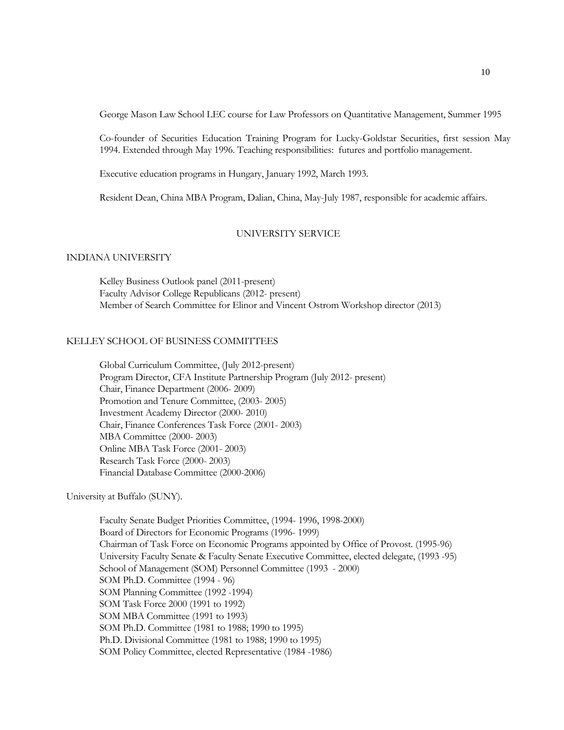George Mason Law School LEC course for Law Professors on Quantitative Management, Summer 1995

Co-founder of Securities Education Training Program for Lucky-Goldstar Securities, first session May 1994. Extended through May 1996. Teaching responsibilities: futures and portfolio management.

Executive education programs in Hungary, January 1992, March 1993.

Resident Dean, China MBA Program, Dalian, China, May-July 1987, responsible for academic affairs.

## UNIVERSITY SERVICE

### INDIANA UNIVERSITY

Kelley Business Outlook panel (2011-present)
Faculty Advisor College Republicans (2012- present)
Member of Search Committee for Elinor and Vincent Ostrom Workshop director (2013)

### KELLEY SCHOOL OF BUSINESS COMMITTEES

Global Curriculum Committee, (July 2012-present)
Program Director, CFA Institute Partnership Program (July 2012- present)
Chair, Finance Department (2006- 2009)
Promotion and Tenure Committee, (2003- 2005)
Investment Academy Director (2000- 2010)
Chair, Finance Conferences Task Force (2001- 2003)
MBA Committee (2000- 2003)
Online MBA Task Force (2001- 2003)
Research Task Force (2000- 2003)
Financial Database Committee (2000-2006)

### University at Buffalo (SUNY).

Faculty Senate Budget Priorities Committee, (1994- 1996, 1998-2000)
Board of Directors for Economic Programs (1996- 1999)
Chairman of Task Force on Economic Programs appointed by Office of Provost. (1995-96)
University Faculty Senate & Faculty Senate Executive Committee, elected delegate, (1993 -95)
School of Management (SOM) Personnel Committee (1993 - 2000)
SOM Ph.D. Committee (1994 - 96)
SOM Planning Committee (1992 -1994)
SOM Task Force 2000 (1991 to 1992)
SOM MBA Committee (1991 to 1993)
SOM Ph.D. Committee (1981 to 1988; 1990 to 1995)
Ph.D. Divisional Committee (1981 to 1988; 1990 to 1995)
SOM Policy Committee, elected Representative (1984 -1986)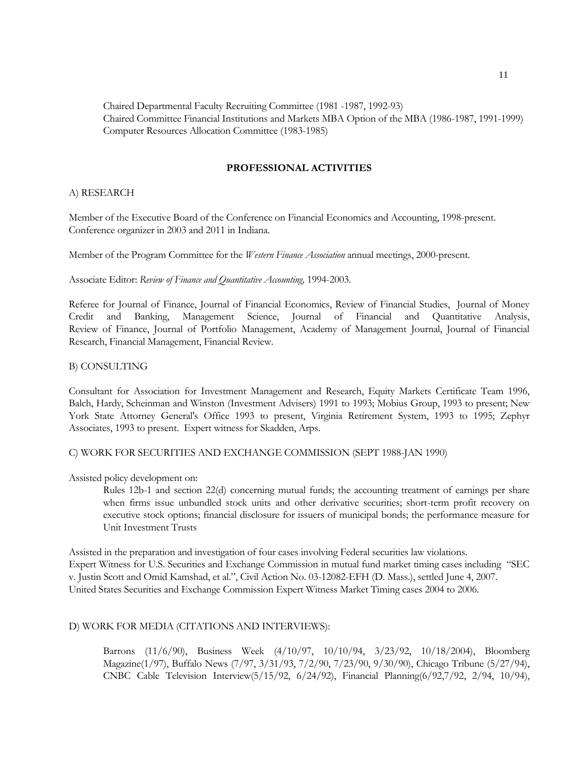Chaired Departmental Faculty Recruiting Committee (1981 -1987, 1992-93)
Chaired Committee Financial Institutions and Markets MBA Option of the MBA (1986-1987, 1991-1999)
Computer Resources Allocation Committee (1983-1985)

## PROFESSIONAL ACTIVITIES

A) RESEARCH

Member of the Executive Board of the Conference on Financial Economics and Accounting, 1998-present. Conference organizer in 2003 and 2011 in Indiana.

Member of the Program Committee for the *Western Finance Association* annual meetings, 2000-present.

Associate Editor: *Review of Finance and Quantitative Accounting,* 1994-2003.

Referee for Journal of Finance, Journal of Financial Economics, Review of Financial Studies, Journal of Money Credit and Banking, Management Science, Journal of Financial and Quantitative Analysis, Review of Finance, Journal of Portfolio Management, Academy of Management Journal, Journal of Financial Research, Financial Management, Financial Review.

B) CONSULTING

Consultant for Association for Investment Management and Research, Equity Markets Certificate Team 1996, Balch, Hardy, Scheinman and Winston (Investment Advisers) 1991 to 1993; Mobius Group, 1993 to present; New York State Attorney General's Office 1993 to present, Virginia Retirement System, 1993 to 1995; Zephyr Associates, 1993 to present. Expert witness for Skadden, Arps.

C) WORK FOR SECURITIES AND EXCHANGE COMMISSION (SEPT 1988-JAN 1990)

Assisted policy development on:

> Rules 12b-1 and section 22(d) concerning mutual funds; the accounting treatment of earnings per share when firms issue unbundled stock units and other derivative securities; short-term profit recovery on executive stock options; financial disclosure for issuers of municipal bonds; the performance measure for Unit Investment Trusts

Assisted in the preparation and investigation of four cases involving Federal securities law violations.
Expert Witness for U.S. Securities and Exchange Commission in mutual fund market timing cases including "SEC v. Justin Scott and Omid Kamshad, et al.", Civil Action No. 03-12082-EFH (D. Mass.), settled June 4, 2007.
United States Securities and Exchange Commission Expert Witness Market Timing cases 2004 to 2006.

D) WORK FOR MEDIA (CITATIONS AND INTERVIEWS):

> Barrons (11/6/90), Business Week (4/10/97, 10/10/94, 3/23/92, 10/18/2004), Bloomberg Magazine(1/97), Buffalo News (7/97, 3/31/93, 7/2/90, 7/23/90, 9/30/90), Chicago Tribune (5/27/94), CNBC Cable Television Interview(5/15/92, 6/24/92), Financial Planning(6/92,7/92, 2/94, 10/94),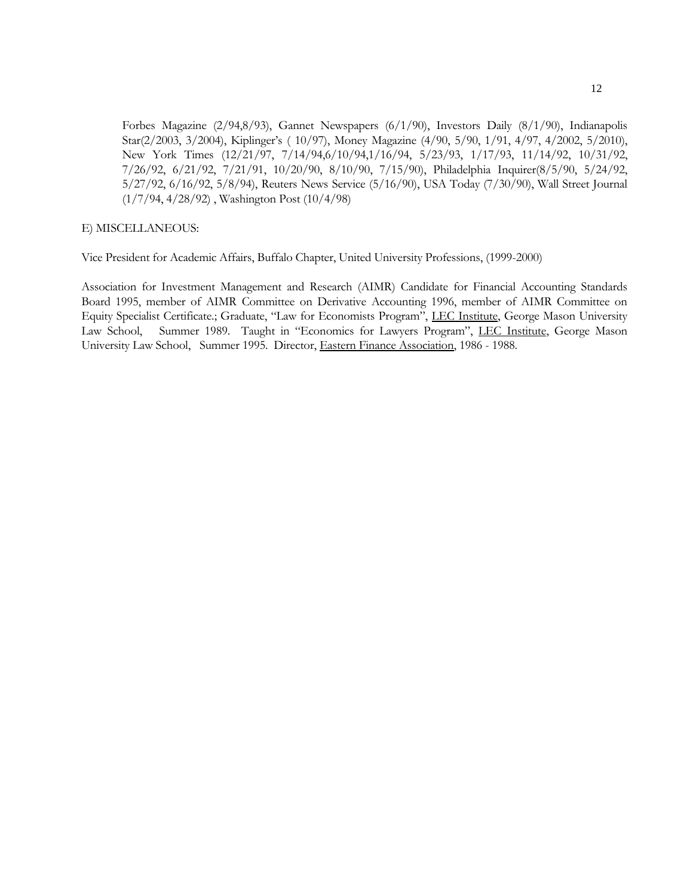Forbes Magazine (2/94,8/93), Gannet Newspapers (6/1/90), Investors Daily (8/1/90), Indianapolis Star(2/2003, 3/2004), Kiplinger's ( 10/97), Money Magazine (4/90, 5/90, 1/91, 4/97, 4/2002, 5/2010), New York Times (12/21/97, 7/14/94,6/10/94,1/16/94, 5/23/93, 1/17/93, 11/14/92, 10/31/92, 7/26/92, 6/21/92, 7/21/91, 10/20/90, 8/10/90, 7/15/90), Philadelphia Inquirer(8/5/90, 5/24/92, 5/27/92, 6/16/92, 5/8/94), Reuters News Service (5/16/90), USA Today (7/30/90), Wall Street Journal (1/7/94, 4/28/92) , Washington Post (10/4/98)

E) MISCELLANEOUS:

Vice President for Academic Affairs, Buffalo Chapter, United University Professions, (1999-2000)

Association for Investment Management and Research (AIMR) Candidate for Financial Accounting Standards Board 1995, member of AIMR Committee on Derivative Accounting 1996, member of AIMR Committee on Equity Specialist Certificate.; Graduate, "Law for Economists Program", <u>LEC Institute</u>, George Mason University Law School, Summer 1989. Taught in "Economics for Lawyers Program", <u>LEC Institute</u>, George Mason University Law School, Summer 1995. Director, <u>Eastern Finance Association</u>, 1986 - 1988.